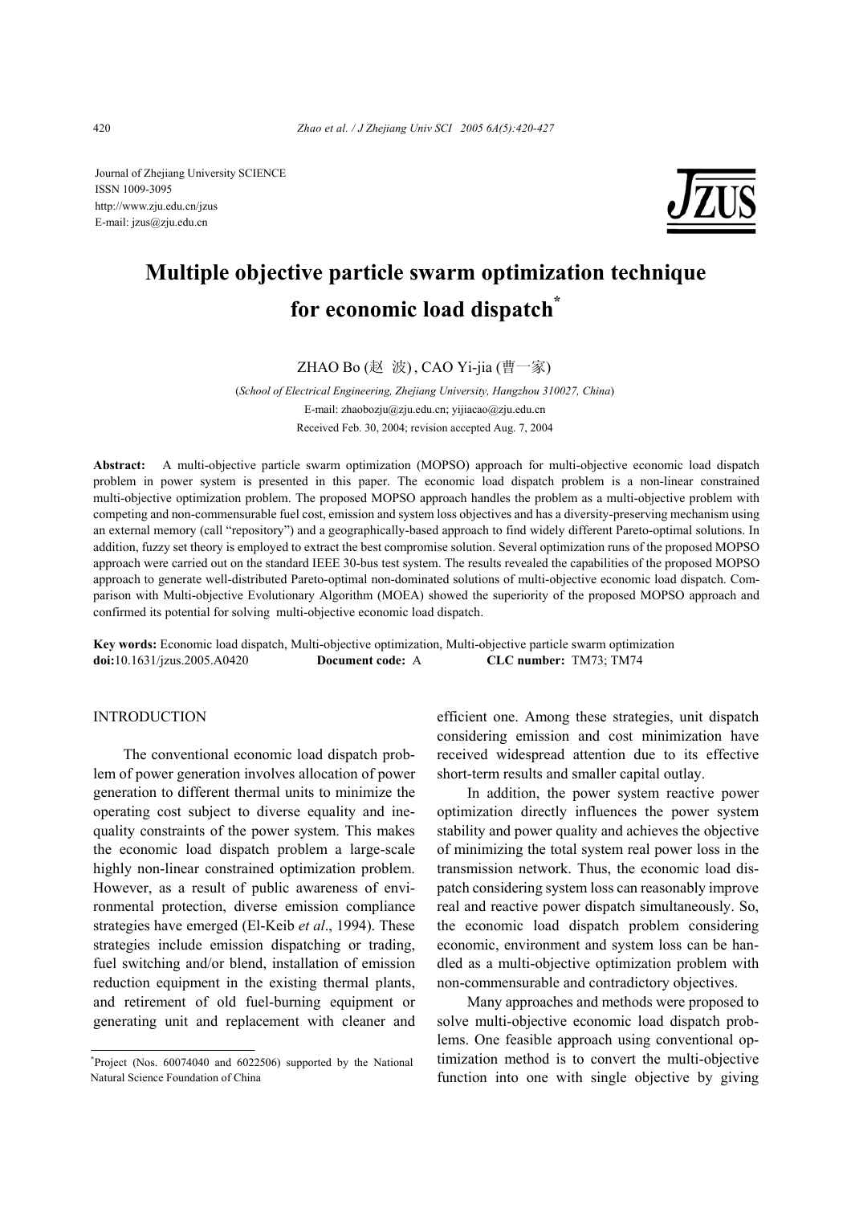Journal of Zhejiang University SCIENCE
ISSN 1009-3095
http://www.zju.edu.cn/jzus
E-mail: jzus@zju.edu.cn

# Multiple objective particle swarm optimization technique for economic load dispatch*

ZHAO Bo (赵 波), CAO Yi-jia (曹一家)

(*School of Electrical Engineering, Zhejiang University, Hangzhou 310027, China*)
E-mail: zhaobozju@zju.edu.cn; yijiacao@zju.edu.cn
Received Feb. 30, 2004; revision accepted Aug. 7, 2004

**Abstract:** A multi-objective particle swarm optimization (MOPSO) approach for multi-objective economic load dispatch problem in power system is presented in this paper. The economic load dispatch problem is a non-linear constrained multi-objective optimization problem. The proposed MOPSO approach handles the problem as a multi-objective problem with competing and non-commensurable fuel cost, emission and system loss objectives and has a diversity-preserving mechanism using an external memory (call "repository") and a geographically-based approach to find widely different Pareto-optimal solutions. In addition, fuzzy set theory is employed to extract the best compromise solution. Several optimization runs of the proposed MOPSO approach were carried out on the standard IEEE 30-bus test system. The results revealed the capabilities of the proposed MOPSO approach to generate well-distributed Pareto-optimal non-dominated solutions of multi-objective economic load dispatch. Comparison with Multi-objective Evolutionary Algorithm (MOEA) showed the superiority of the proposed MOPSO approach and confirmed its potential for solving multi-objective economic load dispatch.

**Key words:** Economic load dispatch, Multi-objective optimization, Multi-objective particle swarm optimization
**doi:**10.1631/jzus.2005.A0420 **Document code:** A **CLC number:** TM73; TM74

## INTRODUCTION

The conventional economic load dispatch problem of power generation involves allocation of power generation to different thermal units to minimize the operating cost subject to diverse equality and inequality constraints of the power system. This makes the economic load dispatch problem a large-scale highly non-linear constrained optimization problem. However, as a result of public awareness of environmental protection, diverse emission compliance strategies have emerged (El-Keib *et al*., 1994). These strategies include emission dispatching or trading, fuel switching and/or blend, installation of emission reduction equipment in the existing thermal plants, and retirement of old fuel-burning equipment or generating unit and replacement with cleaner and efficient one. Among these strategies, unit dispatch considering emission and cost minimization have received widespread attention due to its effective short-term results and smaller capital outlay.

In addition, the power system reactive power optimization directly influences the power system stability and power quality and achieves the objective of minimizing the total system real power loss in the transmission network. Thus, the economic load dispatch considering system loss can reasonably improve real and reactive power dispatch simultaneously. So, the economic load dispatch problem considering economic, environment and system loss can be handled as a multi-objective optimization problem with non-commensurable and contradictory objectives.

Many approaches and methods were proposed to solve multi-objective economic load dispatch problems. One feasible approach using conventional optimization method is to convert the multi-objective function into one with single objective by giving

*Project (Nos. 60074040 and 6022506) supported by the National Natural Science Foundation of China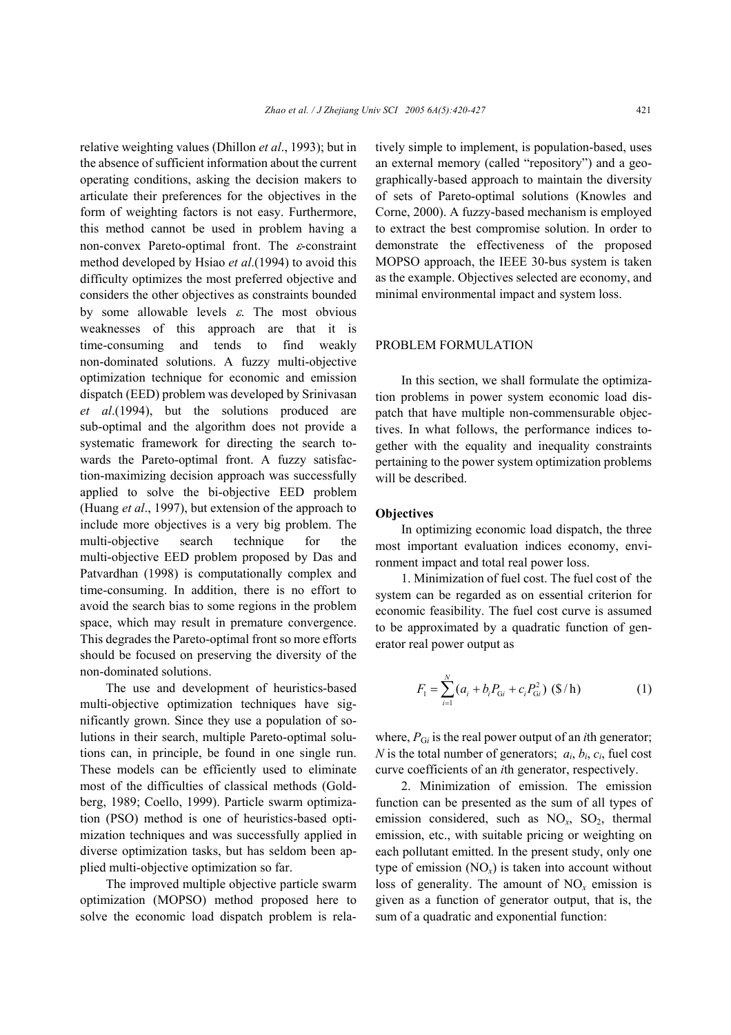relative weighting values (Dhillon *et al*., 1993); but in the absence of sufficient information about the current operating conditions, asking the decision makers to articulate their preferences for the objectives in the form of weighting factors is not easy. Furthermore, this method cannot be used in problem having a non-convex Pareto-optimal front. The $\varepsilon$-constraint method developed by Hsiao *et al*.(1994) to avoid this difficulty optimizes the most preferred objective and considers the other objectives as constraints bounded by some allowable levels $\varepsilon$. The most obvious weaknesses of this approach are that it is time-consuming and tends to find weakly non-dominated solutions. A fuzzy multi-objective optimization technique for economic and emission dispatch (EED) problem was developed by Srinivasan *et al*.(1994), but the solutions produced are sub-optimal and the algorithm does not provide a systematic framework for directing the search towards the Pareto-optimal front. A fuzzy satisfaction-maximizing decision approach was successfully applied to solve the bi-objective EED problem (Huang *et al*., 1997), but extension of the approach to include more objectives is a very big problem. The multi-objective search technique for the multi-objective EED problem proposed by Das and Patvardhan (1998) is computationally complex and time-consuming. In addition, there is no effort to avoid the search bias to some regions in the problem space, which may result in premature convergence. This degrades the Pareto-optimal front so more efforts should be focused on preserving the diversity of the non-dominated solutions.

The use and development of heuristics-based multi-objective optimization techniques have significantly grown. Since they use a population of solutions in their search, multiple Pareto-optimal solutions can, in principle, be found in one single run. These models can be efficiently used to eliminate most of the difficulties of classical methods (Goldberg, 1989; Coello, 1999). Particle swarm optimization (PSO) method is one of heuristics-based optimization techniques and was successfully applied in diverse optimization tasks, but has seldom been applied multi-objective optimization so far.

The improved multiple objective particle swarm optimization (MOPSO) method proposed here to solve the economic load dispatch problem is relatively simple to implement, is population-based, uses an external memory (called "repository") and a geographically-based approach to maintain the diversity of sets of Pareto-optimal solutions (Knowles and Corne, 2000). A fuzzy-based mechanism is employed to extract the best compromise solution. In order to demonstrate the effectiveness of the proposed MOPSO approach, the IEEE 30-bus system is taken as the example. Objectives selected are economy, and minimal environmental impact and system loss.

## PROBLEM FORMULATION

In this section, we shall formulate the optimization problems in power system economic load dispatch that have multiple non-commensurable objectives. In what follows, the performance indices together with the equality and inequality constraints pertaining to the power system optimization problems will be described.

### Objectives

In optimizing economic load dispatch, the three most important evaluation indices economy, environment impact and total real power loss.

1. Minimization of fuel cost. The fuel cost of the system can be regarded as on essential criterion for economic feasibility. The fuel cost curve is assumed to be approximated by a quadratic function of generator real power output as

$$F_1 = \sum_{i=1}^{N} (a_i + b_i P_{Gi} + c_i P_{Gi}^2) \ (\$/\text{h}) \tag{1}$$

where, $P_{Gi}$ is the real power output of an $i$th generator; $N$ is the total number of generators; $a_i$, $b_i$, $c_i$, fuel cost curve coefficients of an $i$th generator, respectively.

2. Minimization of emission. The emission function can be presented as the sum of all types of emission considered, such as $NO_x$, $SO_2$, thermal emission, etc., with suitable pricing or weighting on each pollutant emitted. In the present study, only one type of emission ($NO_x$) is taken into account without loss of generality. The amount of $NO_x$ emission is given as a function of generator output, that is, the sum of a quadratic and exponential function: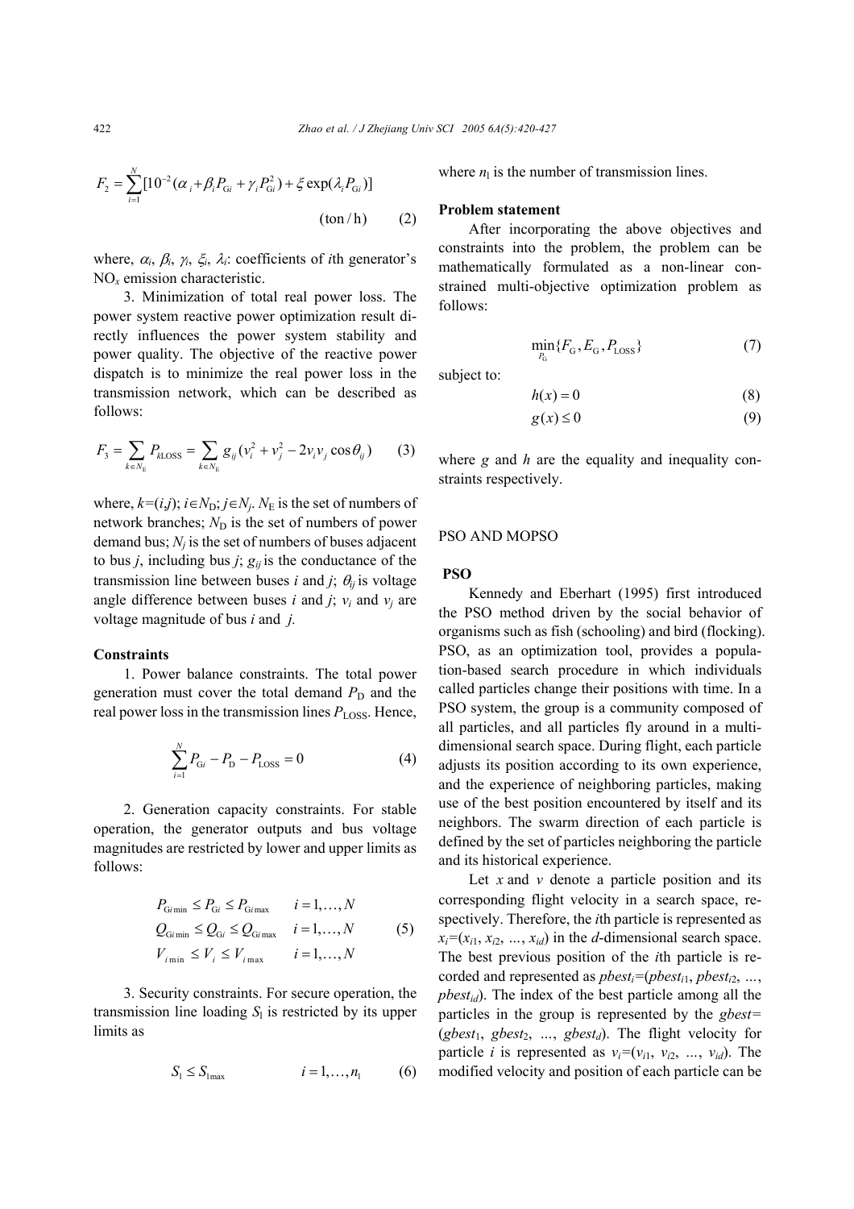$$F_2 = \sum_{i=1}^{N} [10^{-2} (\alpha_i + \beta_i P_{Gi} + \gamma_i P_{Gi}^2) + \xi \exp(\lambda_i P_{Gi})]$$

$$(\text{ton/h}) \qquad (2)$$

where, $\alpha_i$, $\beta_i$, $\gamma_i$, $\xi_i$, $\lambda_i$: coefficients of $i$th generator's $NO_x$ emission characteristic.

3. Minimization of total real power loss. The power system reactive power optimization result directly influences the power system stability and power quality. The objective of the reactive power dispatch is to minimize the real power loss in the transmission network, which can be described as follows:

$$F_3 = \sum_{k \in N_E} P_{k\text{LOSS}} = \sum_{k \in N_E} g_{ij} (v_i^2 + v_j^2 - 2 v_i v_j \cos\theta_{ij}) \qquad (3)$$

where, $k=(i,j)$; $i \in N_D$; $j \in N_j$. $N_E$ is the set of numbers of network branches; $N_D$ is the set of numbers of power demand bus; $N_j$ is the set of numbers of buses adjacent to bus $j$, including bus $j$; $g_{ij}$ is the conductance of the transmission line between buses $i$ and $j$; $\theta_{ij}$ is voltage angle difference between buses $i$ and $j$; $v_i$ and $v_j$ are voltage magnitude of bus $i$ and $j$.

**Constraints**

1. Power balance constraints. The total power generation must cover the total demand $P_D$ and the real power loss in the transmission lines $P_{\text{LOSS}}$. Hence,

$$\sum_{i=1}^{N} P_{Gi} - P_D - P_{\text{LOSS}} = 0 \qquad (4)$$

2. Generation capacity constraints. For stable operation, the generator outputs and bus voltage magnitudes are restricted by lower and upper limits as follows:

$$\begin{aligned} P_{Gi\min} &\le P_{Gi} \le P_{Gi\max} & i &= 1, \ldots, N \\ Q_{Gi\min} &\le Q_{Gi} \le Q_{Gi\max} & i &= 1, \ldots, N \\ V_{i\min} &\le V_i \le V_{i\max} & i &= 1, \ldots, N \end{aligned} \qquad (5)$$

3. Security constraints. For secure operation, the transmission line loading $S_l$ is restricted by its upper limits as

$$S_l \le S_{l\max} \qquad i = 1, \ldots, n_l \qquad (6)$$

where $n_l$ is the number of transmission lines.

**Problem statement**

After incorporating the above objectives and constraints into the problem, the problem can be mathematically formulated as a non-linear constrained multi-objective optimization problem as follows:

$$\min_{P_G} \{F_G, E_G, P_{\text{LOSS}}\} \qquad (7)$$

subject to:

$$h(x) = 0 \qquad (8)$$

$$g(x) \le 0 \qquad (9)$$

where $g$ and $h$ are the equality and inequality constraints respectively.

## PSO AND MOPSO

### PSO

Kennedy and Eberhart (1995) first introduced the PSO method driven by the social behavior of organisms such as fish (schooling) and bird (flocking). PSO, as an optimization tool, provides a population-based search procedure in which individuals called particles change their positions with time. In a PSO system, the group is a community composed of all particles, and all particles fly around in a multi-dimensional search space. During flight, each particle adjusts its position according to its own experience, and the experience of neighboring particles, making use of the best position encountered by itself and its neighbors. The swarm direction of each particle is defined by the set of particles neighboring the particle and its historical experience.

Let $x$ and $v$ denote a particle position and its corresponding flight velocity in a search space, respectively. Therefore, the $i$th particle is represented as $x_i=(x_{i1}, x_{i2}, \ldots, x_{id})$ in the $d$-dimensional search space. The best previous position of the $i$th particle is recorded and represented as $pbest_i=(pbest_{i1}, pbest_{i2}, \ldots, pbest_{id})$. The index of the best particle among all the particles in the group is represented by the $gbest=(gbest_1, gbest_2, \ldots, gbest_d)$. The flight velocity for particle $i$ is represented as $v_i=(v_{i1}, v_{i2}, \ldots, v_{id})$. The modified velocity and position of each particle can be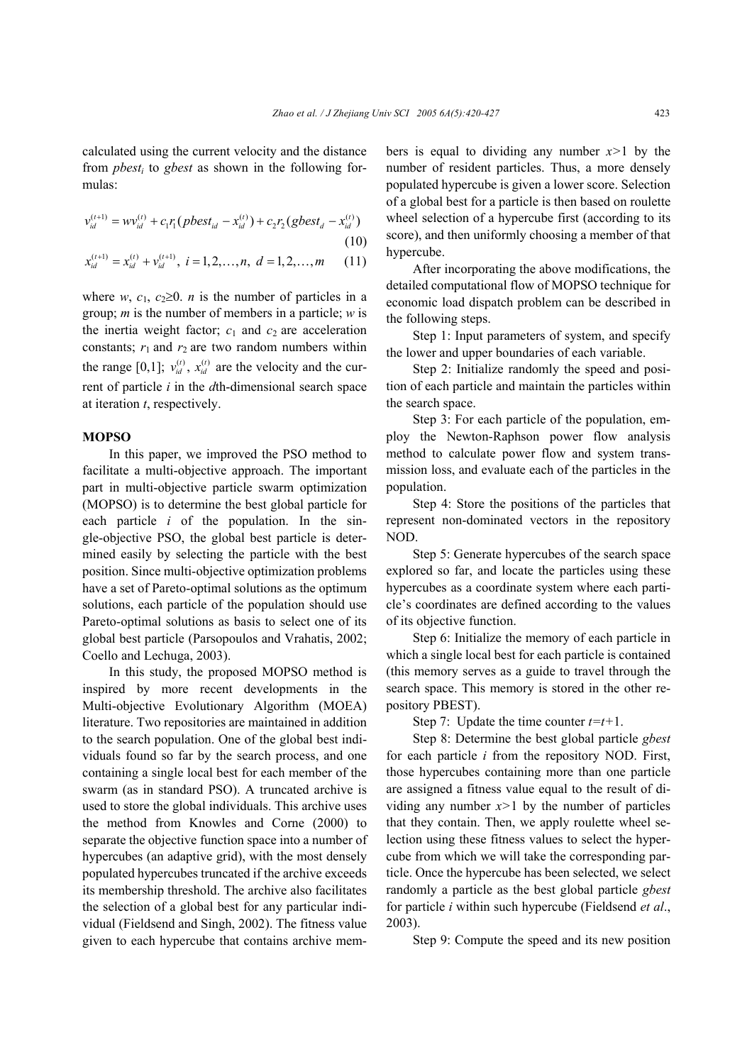calculated using the current velocity and the distance from $pbest_i$ to $gbest$ as shown in the following formulas:

$$v_{id}^{(t+1)} = wv_{id}^{(t)} + c_1 r_1 (pbest_{id} - x_{id}^{(t)}) + c_2 r_2 (gbest_d - x_{id}^{(t)}) \tag{10}$$

$$x_{id}^{(t+1)} = x_{id}^{(t)} + v_{id}^{(t+1)},\ i = 1, 2, \ldots, n,\ d = 1, 2, \ldots, m \tag{11}$$

where $w$, $c_1$, $c_2 \geq 0$. $n$ is the number of particles in a group; $m$ is the number of members in a particle; $w$ is the inertia weight factor; $c_1$ and $c_2$ are acceleration constants; $r_1$ and $r_2$ are two random numbers within the range [0,1]; $v_{id}^{(t)}$, $x_{id}^{(t)}$ are the velocity and the current of particle $i$ in the $d$th-dimensional search space at iteration $t$, respectively.

## MOPSO

In this paper, we improved the PSO method to facilitate a multi-objective approach. The important part in multi-objective particle swarm optimization (MOPSO) is to determine the best global particle for each particle $i$ of the population. In the single-objective PSO, the global best particle is determined easily by selecting the particle with the best position. Since multi-objective optimization problems have a set of Pareto-optimal solutions as the optimum solutions, each particle of the population should use Pareto-optimal solutions as basis to select one of its global best particle (Parsopoulos and Vrahatis, 2002; Coello and Lechuga, 2003).

In this study, the proposed MOPSO method is inspired by more recent developments in the Multi-objective Evolutionary Algorithm (MOEA) literature. Two repositories are maintained in addition to the search population. One of the global best individuals found so far by the search process, and one containing a single local best for each member of the swarm (as in standard PSO). A truncated archive is used to store the global individuals. This archive uses the method from Knowles and Corne (2000) to separate the objective function space into a number of hypercubes (an adaptive grid), with the most densely populated hypercubes truncated if the archive exceeds its membership threshold. The archive also facilitates the selection of a global best for any particular individual (Fieldsend and Singh, 2002). The fitness value given to each hypercube that contains archive members is equal to dividing any number $x>1$ by the number of resident particles. Thus, a more densely populated hypercube is given a lower score. Selection of a global best for a particle is then based on roulette wheel selection of a hypercube first (according to its score), and then uniformly choosing a member of that hypercube.

After incorporating the above modifications, the detailed computational flow of MOPSO technique for economic load dispatch problem can be described in the following steps.

Step 1: Input parameters of system, and specify the lower and upper boundaries of each variable.

Step 2: Initialize randomly the speed and position of each particle and maintain the particles within the search space.

Step 3: For each particle of the population, employ the Newton-Raphson power flow analysis method to calculate power flow and system transmission loss, and evaluate each of the particles in the population.

Step 4: Store the positions of the particles that represent non-dominated vectors in the repository NOD.

Step 5: Generate hypercubes of the search space explored so far, and locate the particles using these hypercubes as a coordinate system where each particle's coordinates are defined according to the values of its objective function.

Step 6: Initialize the memory of each particle in which a single local best for each particle is contained (this memory serves as a guide to travel through the search space. This memory is stored in the other repository PBEST).

Step 7: Update the time counter $t=t+1$.

Step 8: Determine the best global particle $gbest$ for each particle $i$ from the repository NOD. First, those hypercubes containing more than one particle are assigned a fitness value equal to the result of dividing any number $x>1$ by the number of particles that they contain. Then, we apply roulette wheel selection using these fitness values to select the hypercube from which we will take the corresponding particle. Once the hypercube has been selected, we select randomly a particle as the best global particle $gbest$ for particle $i$ within such hypercube (Fieldsend *et al*., 2003).

Step 9: Compute the speed and its new position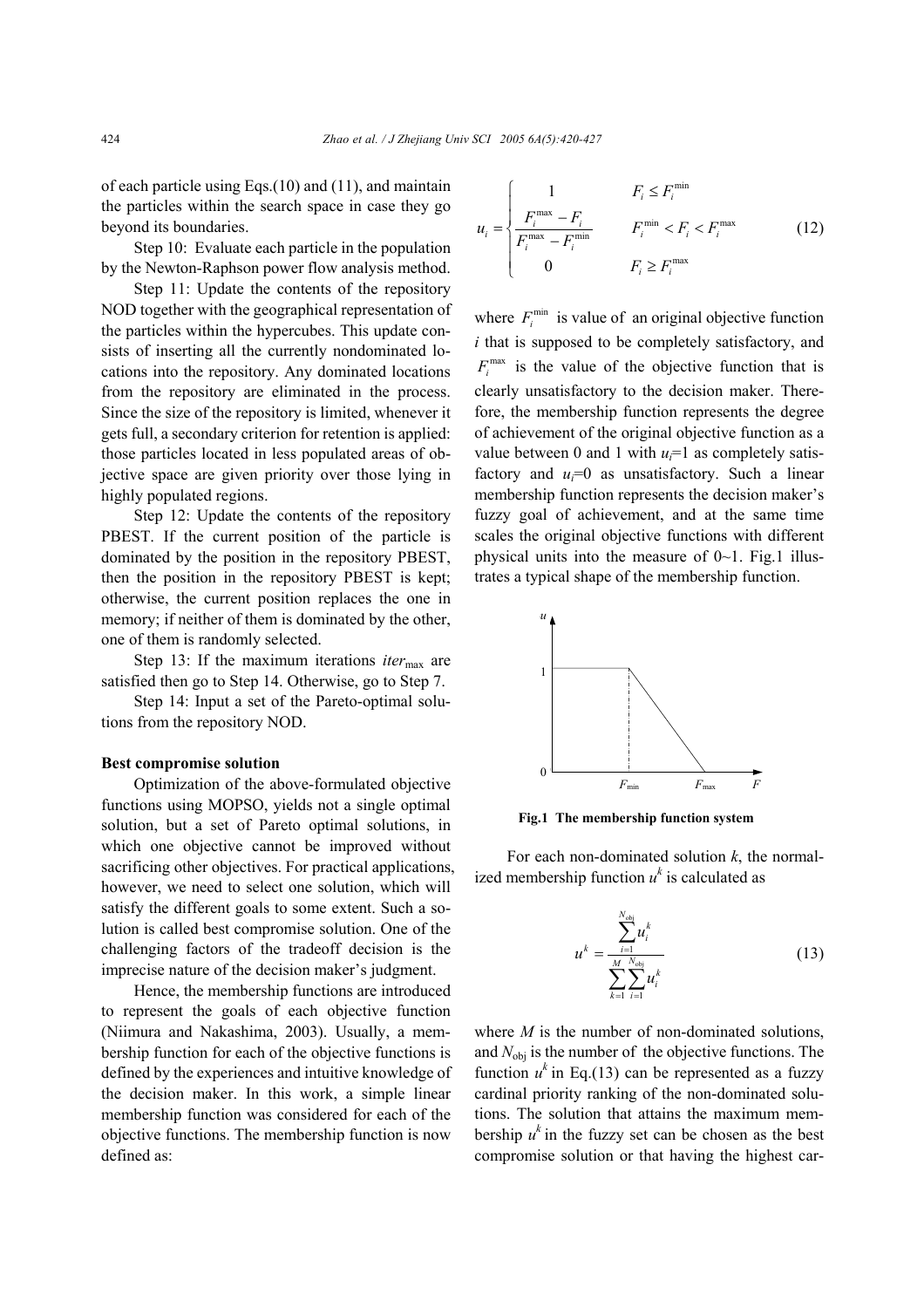of each particle using Eqs.(10) and (11), and maintain the particles within the search space in case they go beyond its boundaries.

Step 10: Evaluate each particle in the population by the Newton-Raphson power flow analysis method.

Step 11: Update the contents of the repository NOD together with the geographical representation of the particles within the hypercubes. This update consists of inserting all the currently nondominated locations into the repository. Any dominated locations from the repository are eliminated in the process. Since the size of the repository is limited, whenever it gets full, a secondary criterion for retention is applied: those particles located in less populated areas of objective space are given priority over those lying in highly populated regions.

Step 12: Update the contents of the repository PBEST. If the current position of the particle is dominated by the position in the repository PBEST, then the position in the repository PBEST is kept; otherwise, the current position replaces the one in memory; if neither of them is dominated by the other, one of them is randomly selected.

Step 13: If the maximum iterations $iter_{\max}$ are satisfied then go to Step 14. Otherwise, go to Step 7.

Step 14: Input a set of the Pareto-optimal solutions from the repository NOD.

**Best compromise solution**

Optimization of the above-formulated objective functions using MOPSO, yields not a single optimal solution, but a set of Pareto optimal solutions, in which one objective cannot be improved without sacrificing other objectives. For practical applications, however, we need to select one solution, which will satisfy the different goals to some extent. Such a solution is called best compromise solution. One of the challenging factors of the tradeoff decision is the imprecise nature of the decision maker's judgment.

Hence, the membership functions are introduced to represent the goals of each objective function (Niimura and Nakashima, 2003). Usually, a membership function for each of the objective functions is defined by the experiences and intuitive knowledge of the decision maker. In this work, a simple linear membership function was considered for each of the objective functions. The membership function is now defined as:

$$u_i = \begin{cases} 1 & F_i \le F_i^{\min} \\ \dfrac{F_i^{\max} - F_i}{F_i^{\max} - F_i^{\min}} & F_i^{\min} < F_i < F_i^{\max} \\ 0 & F_i \ge F_i^{\max} \end{cases} \tag{12}$$

where $F_i^{\min}$ is value of an original objective function $i$ that is supposed to be completely satisfactory, and $F_i^{\max}$ is the value of the objective function that is clearly unsatisfactory to the decision maker. Therefore, the membership function represents the degree of achievement of the original objective function as a value between 0 and 1 with $u_i$=1 as completely satisfactory and $u_i$=0 as unsatisfactory. Such a linear membership function represents the decision maker's fuzzy goal of achievement, and at the same time scales the original objective functions with different physical units into the measure of 0~1. Fig.1 illustrates a typical shape of the membership function.

**Fig.1 The membership function system**

For each non-dominated solution $k$, the normalized membership function $u^k$ is calculated as

$$u^k = \frac{\sum_{i=1}^{N_{\text{obj}}} u_i^k}{\sum_{k=1}^{M} \sum_{i=1}^{N_{\text{obj}}} u_i^k} \tag{13}$$

where $M$ is the number of non-dominated solutions, and $N_{\text{obj}}$ is the number of the objective functions. The function $u^k$ in Eq.(13) can be represented as a fuzzy cardinal priority ranking of the non-dominated solutions. The solution that attains the maximum membership $u^k$ in the fuzzy set can be chosen as the best compromise solution or that having the highest car-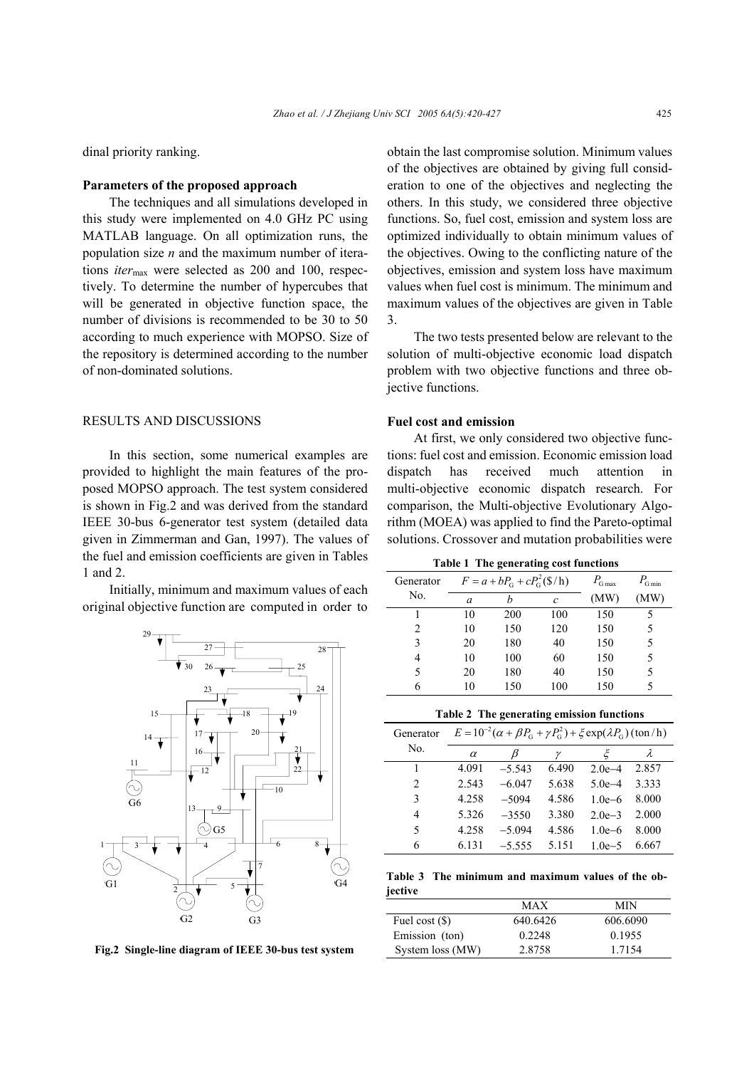dinal priority ranking.

**Parameters of the proposed approach**

The techniques and all simulations developed in this study were implemented on 4.0 GHz PC using MATLAB language. On all optimization runs, the population size $n$ and the maximum number of iterations $iter_{\max}$ were selected as 200 and 100, respectively. To determine the number of hypercubes that will be generated in objective function space, the number of divisions is recommended to be 30 to 50 according to much experience with MOPSO. Size of the repository is determined according to the number of non-dominated solutions.

## RESULTS AND DISCUSSIONS

In this section, some numerical examples are provided to highlight the main features of the proposed MOPSO approach. The test system considered is shown in Fig.2 and was derived from the standard IEEE 30-bus 6-generator test system (detailed data given in Zimmerman and Gan, 1997). The values of the fuel and emission coefficients are given in Tables 1 and 2.

Initially, minimum and maximum values of each original objective function are computed in order to obtain the last compromise solution. Minimum values of the objectives are obtained by giving full consideration to one of the objectives and neglecting the others. In this study, we considered three objective functions. So, fuel cost, emission and system loss are optimized individually to obtain minimum values of the objectives. Owing to the conflicting nature of the objectives, emission and system loss have maximum values when fuel cost is minimum. The minimum and maximum values of the objectives are given in Table 3.

**Fig.2 Single-line diagram of IEEE 30-bus test system**

The two tests presented below are relevant to the solution of multi-objective economic load dispatch problem with two objective functions and three objective functions.

**Fuel cost and emission**

At first, we only considered two objective functions: fuel cost and emission. Economic emission load dispatch has received much attention in multi-objective economic dispatch research. For comparison, the Multi-objective Evolutionary Algorithm (MOEA) was applied to find the Pareto-optimal solutions. Crossover and mutation probabilities were

**Table 1 The generating cost functions**

| Generator No. | $F=a+bP_G+cP_G^2$ (\$/h) | | | $P_{G\max}$ (MW) | $P_{G\min}$ (MW) |
|---|---|---|---|---|---|
| | $a$ | $b$ | $c$ | | |
| 1 | 10 | 200 | 100 | 150 | 5 |
| 2 | 10 | 150 | 120 | 150 | 5 |
| 3 | 20 | 180 | 40 | 150 | 5 |
| 4 | 10 | 100 | 60 | 150 | 5 |
| 5 | 20 | 180 | 40 | 150 | 5 |
| 6 | 10 | 150 | 100 | 150 | 5 |

**Table 2 The generating emission functions**

| Generator No. | $E=10^{-2}(\alpha+\beta P_G+\gamma P_G^2)+\xi\exp(\lambda P_G)$ (ton/h) | | | | |
|---|---|---|---|---|---|
| | $\alpha$ | $\beta$ | $\gamma$ | $\xi$ | $\lambda$ |
| 1 | 4.091 | −5.543 | 6.490 | 2.0e−4 | 2.857 |
| 2 | 2.543 | −6.047 | 5.638 | 5.0e−4 | 3.333 |
| 3 | 4.258 | −5094 | 4.586 | 1.0e−6 | 8.000 |
| 4 | 5.326 | −3550 | 3.380 | 2.0e−3 | 2.000 |
| 5 | 4.258 | −5.094 | 4.586 | 1.0e−6 | 8.000 |
| 6 | 6.131 | −5.555 | 5.151 | 1.0e−5 | 6.667 |

**Table 3 The minimum and maximum values of the objective**

| | MAX | MIN |
|---|---|---|
| Fuel cost (\$) | 640.6426 | 606.6090 |
| Emission (ton) | 0.2248 | 0.1955 |
| System loss (MW) | 2.8758 | 1.7154 |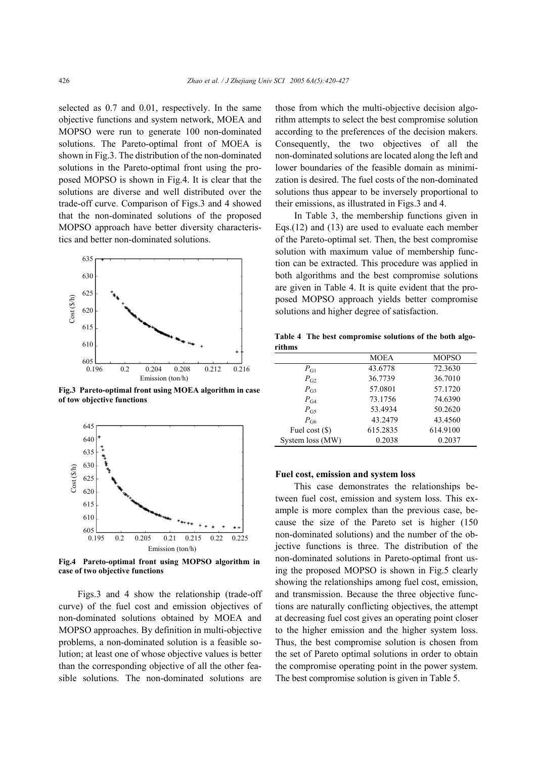selected as 0.7 and 0.01, respectively. In the same objective functions and system network, MOEA and MOPSO were run to generate 100 non-dominated solutions. The Pareto-optimal front of MOEA is shown in Fig.3. The distribution of the non-dominated solutions in the Pareto-optimal front using the proposed MOPSO is shown in Fig.4. It is clear that the solutions are diverse and well distributed over the trade-off curve. Comparison of Figs.3 and 4 showed that the non-dominated solutions of the proposed MOPSO approach have better diversity characteristics and better non-dominated solutions.

**Fig.3 Pareto-optimal front using MOEA algorithm in case of tow objective functions**

**Fig.4 Pareto-optimal front using MOPSO algorithm in case of two objective functions**

Figs.3 and 4 show the relationship (trade-off curve) of the fuel cost and emission objectives of non-dominated solutions obtained by MOEA and MOPSO approaches. By definition in multi-objective problems, a non-dominated solution is a feasible solution; at least one of whose objective values is better than the corresponding objective of all the other feasible solutions. The non-dominated solutions are those from which the multi-objective decision algorithm attempts to select the best compromise solution according to the preferences of the decision makers. Consequently, the two objectives of all the non-dominated solutions are located along the left and lower boundaries of the feasible domain as minimization is desired. The fuel costs of the non-dominated solutions thus appear to be inversely proportional to their emissions, as illustrated in Figs.3 and 4.

In Table 3, the membership functions given in Eqs.(12) and (13) are used to evaluate each member of the Pareto-optimal set. Then, the best compromise solution with maximum value of membership function can be extracted. This procedure was applied in both algorithms and the best compromise solutions are given in Table 4. It is quite evident that the proposed MOPSO approach yields better compromise solutions and higher degree of satisfaction.

**Table 4 The best compromise solutions of the both algorithms**

| | MOEA | MOPSO |
|---|---|---|
| $P_{G1}$ | 43.6778 | 72.3630 |
| $P_{G2}$ | 36.7739 | 36.7010 |
| $P_{G3}$ | 57.0801 | 57.1720 |
| $P_{G4}$ | 73.1756 | 74.6390 |
| $P_{G5}$ | 53.4934 | 50.2620 |
| $P_{G6}$ | 43.2479 | 43.4560 |
| Fuel cost ($) | 615.2835 | 614.9100 |
| System loss (MW) | 0.2038 | 0.2037 |

### Fuel cost, emission and system loss

This case demonstrates the relationships between fuel cost, emission and system loss. This example is more complex than the previous case, because the size of the Pareto set is higher (150 non-dominated solutions) and the number of the objective functions is three. The distribution of the non-dominated solutions in Pareto-optimal front using the proposed MOPSO is shown in Fig.5 clearly showing the relationships among fuel cost, emission, and transmission. Because the three objective functions are naturally conflicting objectives, the attempt at decreasing fuel cost gives an operating point closer to the higher emission and the higher system loss. Thus, the best compromise solution is chosen from the set of Pareto optimal solutions in order to obtain the compromise operating point in the power system. The best compromise solution is given in Table 5.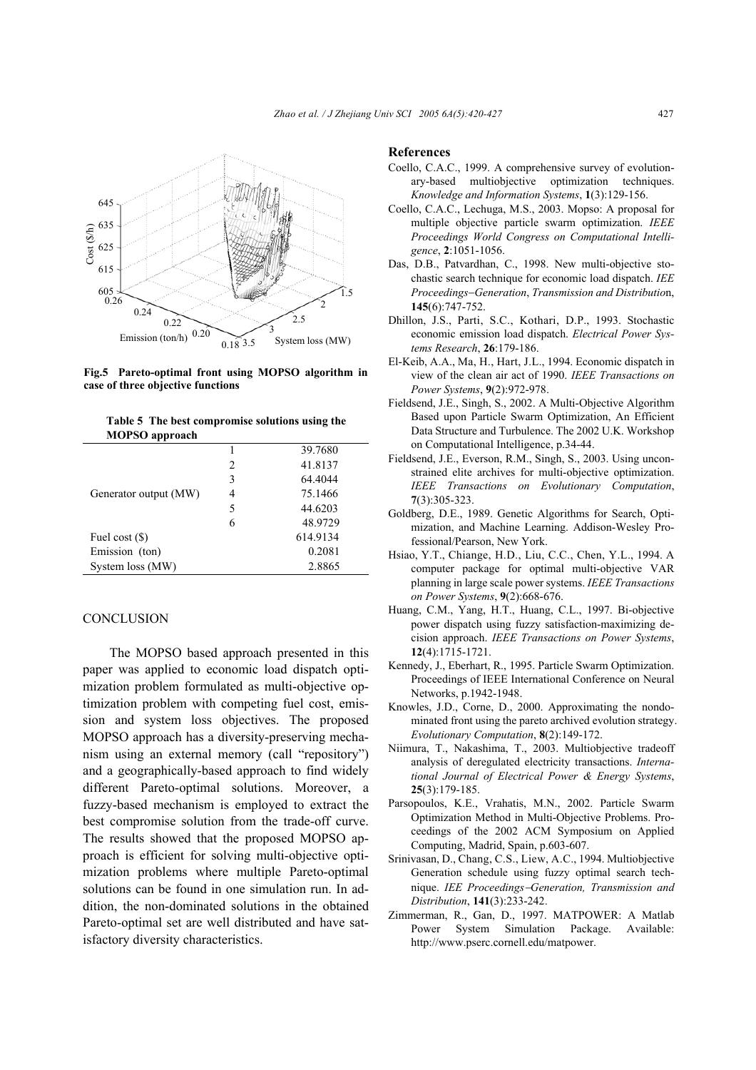645

635

625

615

605

Cost ($/h)

0.26

0.24

0.22

0.20

0.18

Emission (ton/h)

3.5

3

2.5

2

1.5

System loss (MW)

**Fig.5 Pareto-optimal front using MOPSO algorithm in case of three objective functions**

**Table 5 The best compromise solutions using the MOPSO approach**

| | | |
|---|---|---|
| Generator output (MW) | 1 | 39.7680 |
| | 2 | 41.8137 |
| | 3 | 64.4044 |
| | 4 | 75.1466 |
| | 5 | 44.6203 |
| | 6 | 48.9729 |
| Fuel cost ($) | | 614.9134 |
| Emission (ton) | | 0.2081 |
| System loss (MW) | | 2.8865 |

## CONCLUSION

The MOPSO based approach presented in this paper was applied to economic load dispatch optimization problem formulated as multi-objective optimization problem with competing fuel cost, emission and system loss objectives. The proposed MOPSO approach has a diversity-preserving mechanism using an external memory (call "repository") and a geographically-based approach to find widely different Pareto-optimal solutions. Moreover, a fuzzy-based mechanism is employed to extract the best compromise solution from the trade-off curve. The results showed that the proposed MOPSO approach is efficient for solving multi-objective optimization problems where multiple Pareto-optimal solutions can be found in one simulation run. In addition, the non-dominated solutions in the obtained Pareto-optimal set are well distributed and have satisfactory diversity characteristics.

## References

Coello, C.A.C., 1999. A comprehensive survey of evolutionary-based multiobjective optimization techniques. *Knowledge and Information Systems*, **1**(3):129-156.

Coello, C.A.C., Lechuga, M.S., 2003. Mopso: A proposal for multiple objective particle swarm optimization. *IEEE Proceedings World Congress on Computational Intelligence*, **2**:1051-1056.

Das, D.B., Patvardhan, C., 1998. New multi-objective stochastic search technique for economic load dispatch. *IEE Proceedings−Generation*, *Transmission and Distribution*, **145**(6):747-752.

Dhillon, J.S., Parti, S.C., Kothari, D.P., 1993. Stochastic economic emission load dispatch. *Electrical Power Systems Research*, **26**:179-186.

El-Keib, A.A., Ma, H., Hart, J.L., 1994. Economic dispatch in view of the clean air act of 1990. *IEEE Transactions on Power Systems*, **9**(2):972-978.

Fieldsend, J.E., Singh, S., 2002. A Multi-Objective Algorithm Based upon Particle Swarm Optimization, An Efficient Data Structure and Turbulence. The 2002 U.K. Workshop on Computational Intelligence, p.34-44.

Fieldsend, J.E., Everson, R.M., Singh, S., 2003. Using unconstrained elite archives for multi-objective optimization. *IEEE Transactions on Evolutionary Computation*, **7**(3):305-323.

Goldberg, D.E., 1989. Genetic Algorithms for Search, Optimization, and Machine Learning. Addison-Wesley Professional/Pearson, New York.

Hsiao, Y.T., Chiange, H.D., Liu, C.C., Chen, Y.L., 1994. A computer package for optimal multi-objective VAR planning in large scale power systems. *IEEE Transactions on Power Systems*, **9**(2):668-676.

Huang, C.M., Yang, H.T., Huang, C.L., 1997. Bi-objective power dispatch using fuzzy satisfaction-maximizing decision approach. *IEEE Transactions on Power Systems*, **12**(4):1715-1721.

Kennedy, J., Eberhart, R., 1995. Particle Swarm Optimization. Proceedings of IEEE International Conference on Neural Networks, p.1942-1948.

Knowles, J.D., Corne, D., 2000. Approximating the nondominated front using the pareto archived evolution strategy. *Evolutionary Computation*, **8**(2):149-172.

Niimura, T., Nakashima, T., 2003. Multiobjective tradeoff analysis of deregulated electricity transactions. *International Journal of Electrical Power & Energy Systems*, **25**(3):179-185.

Parsopoulos, K.E., Vrahatis, M.N., 2002. Particle Swarm Optimization Method in Multi-Objective Problems. Proceedings of the 2002 ACM Symposium on Applied Computing, Madrid, Spain, p.603-607.

Srinivasan, D., Chang, C.S., Liew, A.C., 1994. Multiobjective Generation schedule using fuzzy optimal search technique. *IEE Proceedings−Generation, Transmission and Distribution*, **141**(3):233-242.

Zimmerman, R., Gan, D., 1997. MATPOWER: A Matlab Power System Simulation Package. Available: http://www.pserc.cornell.edu/matpower.